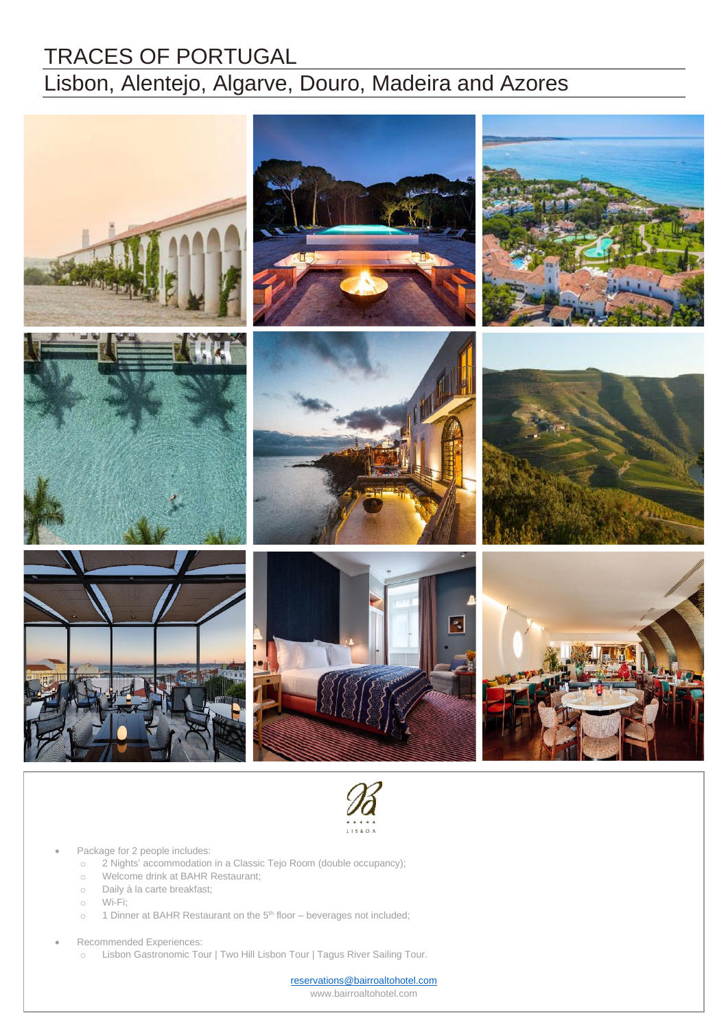# TRACES OF PORTUGAL

## Lisbon, Alentejo, Algarve, Douro, Madeira and Azores

- Package for 2 people includes:
  - 2 Nights' accommodation in a Classic Tejo Room (double occupancy);
  - Welcome drink at BAHR Restaurant;
  - Daily à la carte breakfast;
  - Wi-Fi;
  - 1 Dinner at BAHR Restaurant on the 5th floor – beverages not included;

- Recommended Experiences:
  - Lisbon Gastronomic Tour | Two Hill Lisbon Tour | Tagus River Sailing Tour.

reservations@bairroaltohotel.com

www.bairroaltohotel.com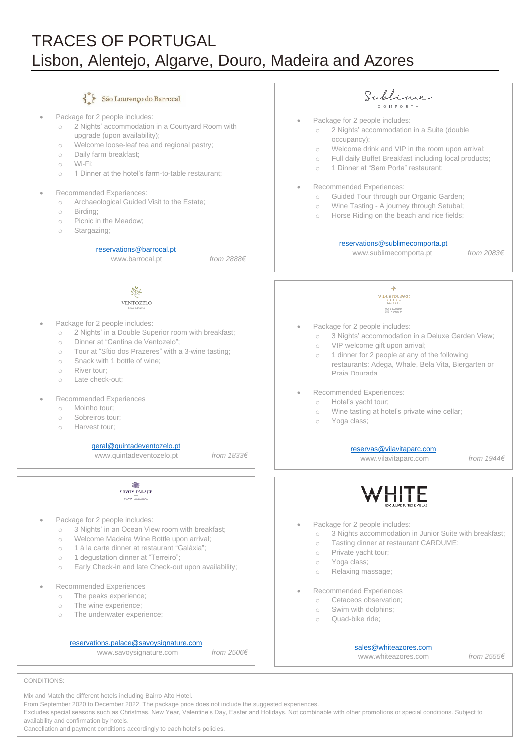# TRACES OF PORTUGAL

## Lisbon, Alentejo, Algarve, Douro, Madeira and Azores

### São Lourenço do Barrocal

- Package for 2 people includes:
  - 2 Nights' accommodation in a Courtyard Room with upgrade (upon availability);
  - Welcome loose-leaf tea and regional pastry;
  - Daily farm breakfast;
  - Wi-Fi;
  - 1 Dinner at the hotel's farm-to-table restaurant;
- Recommended Experiences:
  - Archaeological Guided Visit to the Estate;
  - Birding;
  - Picnic in the Meadow;
  - Stargazing;

reservations@barrocal.pt
www.barrocal.pt *from 2888€*

### Sublime Comporta

- Package for 2 people includes:
  - 2 Nights' accommodation in a Suite (double occupancy);
  - Welcome drink and VIP in the room upon arrival;
  - Full daily Buffet Breakfast including local products;
  - 1 Dinner at "Sem Porta" restaurant;
- Recommended Experiences:
  - Guided Tour through our Organic Garden;
  - Wine Tasting - A journey through Setubal;
  - Horse Riding on the beach and rice fields;

reservations@sublimecomporta.pt
www.sublimecomporta.pt *from 2083€*

### Ventozelo

- Package for 2 people includes:
  - 2 Nights' in a Double Superior room with breakfast;
  - Dinner at "Cantina de Ventozelo";
  - Tour at "Sítio dos Prazeres" with a 3-wine tasting;
  - Snack with 1 bottle of wine;
  - River tour;
  - Late check-out;
- Recommended Experiences
  - Moinho tour;
  - Sobreiros tour;
  - Harvest tour;

geral@quintadeventozelo.pt
www.quintadeventozelo.pt *from 1833€*

### Vila Vita Parc

- Package for 2 people includes:
  - 3 Nights' accommodation in a Deluxe Garden View;
  - VIP welcome gift upon arrival;
  - 1 dinner for 2 people at any of the following restaurants: Adega, Whale, Bela Vita, Biergarten or Praia Dourada
- Recommended Experiences:
  - Hotel's yacht tour;
  - Wine tasting at hotel's private wine cellar;
  - Yoga class;

reservas@vilavitaparc.com
www.vilavitaparc.com *from 1944€*

### Savoy Palace

- Package for 2 people includes:
  - 3 Nights' in an Ocean View room with breakfast;
  - Welcome Madeira Wine Bottle upon arrival;
  - 1 à la carte dinner at restaurant "Galáxia";
  - 1 degustation dinner at "Terreiro";
  - Early Check-in and late Check-out upon availability;
- Recommended Experiences
  - The peaks experience;
  - The wine experience;
  - The underwater experience;

reservations.palace@savoysignature.com
www.savoysignature.com *from 2506€*

### WHITE Exclusive Suites & Villas

- Package for 2 people includes:
  - 3 Nights accommodation in Junior Suite with breakfast;
  - Tasting dinner at restaurant CARDUME;
  - Private yacht tour;
  - Yoga class;
  - Relaxing massage;
- Recommended Experiences
  - Cetaceos observation;
  - Swim with dolphins;
  - Quad-bike ride;

sales@whiteazores.com
www.whiteazores.com *from 2555€*

CONDITIONS:

Mix and Match the different hotels including Bairro Alto Hotel.
From September 2020 to December 2022. The package price does not include the suggested experiences.
Excludes special seasons such as Christmas, New Year, Valentine's Day, Easter and Holidays. Not combinable with other promotions or special conditions. Subject to availability and confirmation by hotels.
Cancellation and payment conditions accordingly to each hotel's policies.